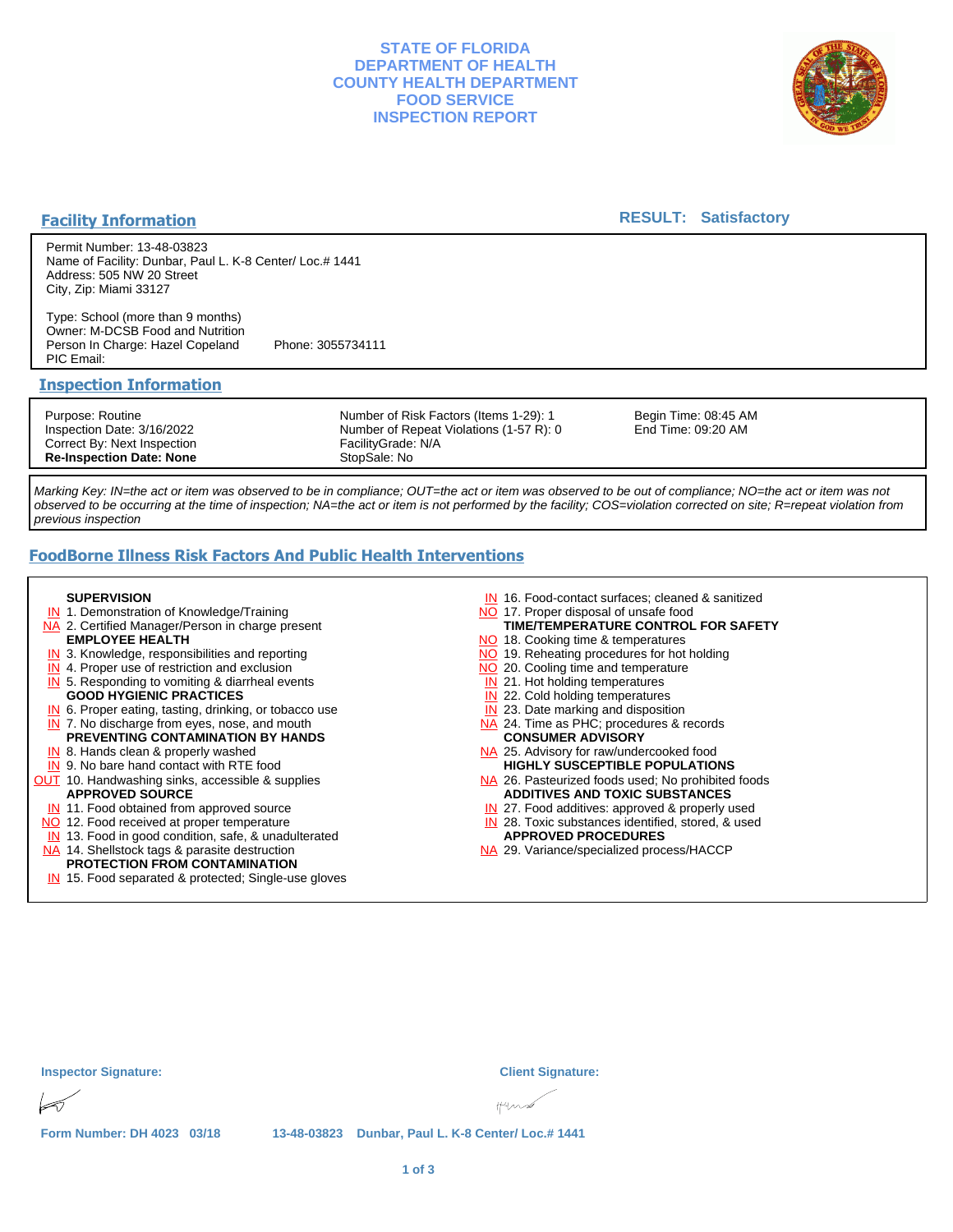# STATE OF FLORIDA
# DEPARTMENT OF HEALTH
# COUNTY HEALTH DEPARTMENT
# FOOD SERVICE
# INSPECTION REPORT

## Facility Information

**RESULT: Satisfactory**

Permit Number: 13-48-03823
Name of Facility: Dunbar, Paul L. K-8 Center/ Loc.# 1441
Address: 505 NW 20 Street
City, Zip: Miami 33127

Type: School (more than 9 months)
Owner: M-DCSB Food and Nutrition
Person In Charge: Hazel Copeland Phone: 3055734111
PIC Email:

## Inspection Information

Purpose: Routine
Inspection Date: 3/16/2022
Correct By: Next Inspection
**Re-Inspection Date: None**

Number of Risk Factors (Items 1-29): 1
Number of Repeat Violations (1-57 R): 0
FacilityGrade: N/A
StopSale: No

Begin Time: 08:45 AM
End Time: 09:20 AM

*Marking Key: IN=the act or item was observed to be in compliance; OUT=the act or item was observed to be out of compliance; NO=the act or item was not observed to be occurring at the time of inspection; NA=the act or item is not performed by the facility; COS=violation corrected on site; R=repeat violation from previous inspection*

## FoodBorne Illness Risk Factors And Public Health Interventions

**SUPERVISION**
- IN 1. Demonstration of Knowledge/Training
- NA 2. Certified Manager/Person in charge present

**EMPLOYEE HEALTH**
- IN 3. Knowledge, responsibilities and reporting
- IN 4. Proper use of restriction and exclusion
- IN 5. Responding to vomiting & diarrheal events

**GOOD HYGIENIC PRACTICES**
- IN 6. Proper eating, tasting, drinking, or tobacco use
- IN 7. No discharge from eyes, nose, and mouth

**PREVENTING CONTAMINATION BY HANDS**
- IN 8. Hands clean & properly washed
- IN 9. No bare hand contact with RTE food
- OUT 10. Handwashing sinks, accessible & supplies

**APPROVED SOURCE**
- IN 11. Food obtained from approved source
- NO 12. Food received at proper temperature
- IN 13. Food in good condition, safe, & unadulterated
- NA 14. Shellstock tags & parasite destruction

**PROTECTION FROM CONTAMINATION**
- IN 15. Food separated & protected; Single-use gloves
- IN 16. Food-contact surfaces; cleaned & sanitized
- NO 17. Proper disposal of unsafe food

**TIME/TEMPERATURE CONTROL FOR SAFETY**
- NO 18. Cooking time & temperatures
- NO 19. Reheating procedures for hot holding
- NO 20. Cooling time and temperature
- IN 21. Hot holding temperatures
- IN 22. Cold holding temperatures
- IN 23. Date marking and disposition
- NA 24. Time as PHC; procedures & records

**CONSUMER ADVISORY**
- NA 25. Advisory for raw/undercooked food

**HIGHLY SUSCEPTIBLE POPULATIONS**
- NA 26. Pasteurized foods used; No prohibited foods

**ADDITIVES AND TOXIC SUBSTANCES**
- IN 27. Food additives: approved & properly used
- IN 28. Toxic substances identified, stored, & used

**APPROVED PROCEDURES**
- NA 29. Variance/specialized process/HACCP

**Inspector Signature:**

**Client Signature:**

**Form Number: DH 4023 03/18** 13-48-03823 Dunbar, Paul L. K-8 Center/ Loc.# 1441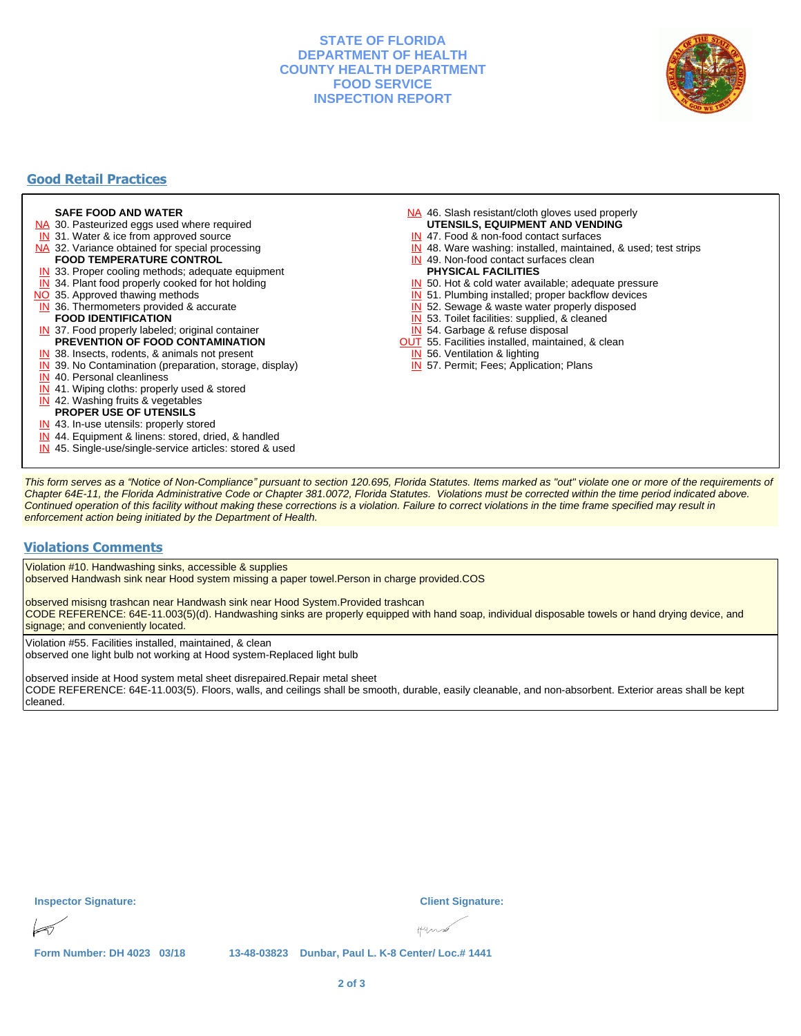**STATE OF FLORIDA**
**DEPARTMENT OF HEALTH**
**COUNTY HEALTH DEPARTMENT**
**FOOD SERVICE**
**INSPECTION REPORT**

## Good Retail Practices

**SAFE FOOD AND WATER**
- NA 30. Pasteurized eggs used where required
- IN 31. Water & ice from approved source
- NA 32. Variance obtained for special processing

**FOOD TEMPERATURE CONTROL**
- IN 33. Proper cooling methods; adequate equipment
- IN 34. Plant food properly cooked for hot holding
- NO 35. Approved thawing methods
- IN 36. Thermometers provided & accurate

**FOOD IDENTIFICATION**
- IN 37. Food properly labeled; original container

**PREVENTION OF FOOD CONTAMINATION**
- IN 38. Insects, rodents, & animals not present
- IN 39. No Contamination (preparation, storage, display)
- IN 40. Personal cleanliness
- IN 41. Wiping cloths: properly used & stored
- IN 42. Washing fruits & vegetables

**PROPER USE OF UTENSILS**
- IN 43. In-use utensils: properly stored
- IN 44. Equipment & linens: stored, dried, & handled
- IN 45. Single-use/single-service articles: stored & used
- NA 46. Slash resistant/cloth gloves used properly

**UTENSILS, EQUIPMENT AND VENDING**
- IN 47. Food & non-food contact surfaces
- IN 48. Ware washing: installed, maintained, & used; test strips
- IN 49. Non-food contact surfaces clean

**PHYSICAL FACILITIES**
- IN 50. Hot & cold water available; adequate pressure
- IN 51. Plumbing installed; proper backflow devices
- IN 52. Sewage & waste water properly disposed
- IN 53. Toilet facilities: supplied, & cleaned
- IN 54. Garbage & refuse disposal
- OUT 55. Facilities installed, maintained, & clean
- IN 56. Ventilation & lighting
- IN 57. Permit; Fees; Application; Plans

*This form serves as a "Notice of Non-Compliance" pursuant to section 120.695, Florida Statutes. Items marked as "out" violate one or more of the requirements of Chapter 64E-11, the Florida Administrative Code or Chapter 381.0072, Florida Statutes. Violations must be corrected within the time period indicated above. Continued operation of this facility without making these corrections is a violation. Failure to correct violations in the time frame specified may result in enforcement action being initiated by the Department of Health.*

## Violations Comments

Violation #10. Handwashing sinks, accessible & supplies
observed Handwash sink near Hood system missing a paper towel.Person in charge provided.COS

observed misisng trashcan near Handwash sink near Hood System.Provided trashcan
CODE REFERENCE: 64E-11.003(5)(d). Handwashing sinks are properly equipped with hand soap, individual disposable towels or hand drying device, and signage; and conveniently located.

Violation #55. Facilities installed, maintained, & clean
observed one light bulb not working at Hood system-Replaced light bulb

observed inside at Hood system metal sheet disrepaired.Repair metal sheet
CODE REFERENCE: 64E-11.003(5). Floors, walls, and ceilings shall be smooth, durable, easily cleanable, and non-absorbent. Exterior areas shall be kept cleaned.

**Inspector Signature:** **Client Signature:**

**Form Number: DH 4023 03/18** **13-48-03823 Dunbar, Paul L. K-8 Center/ Loc.# 1441**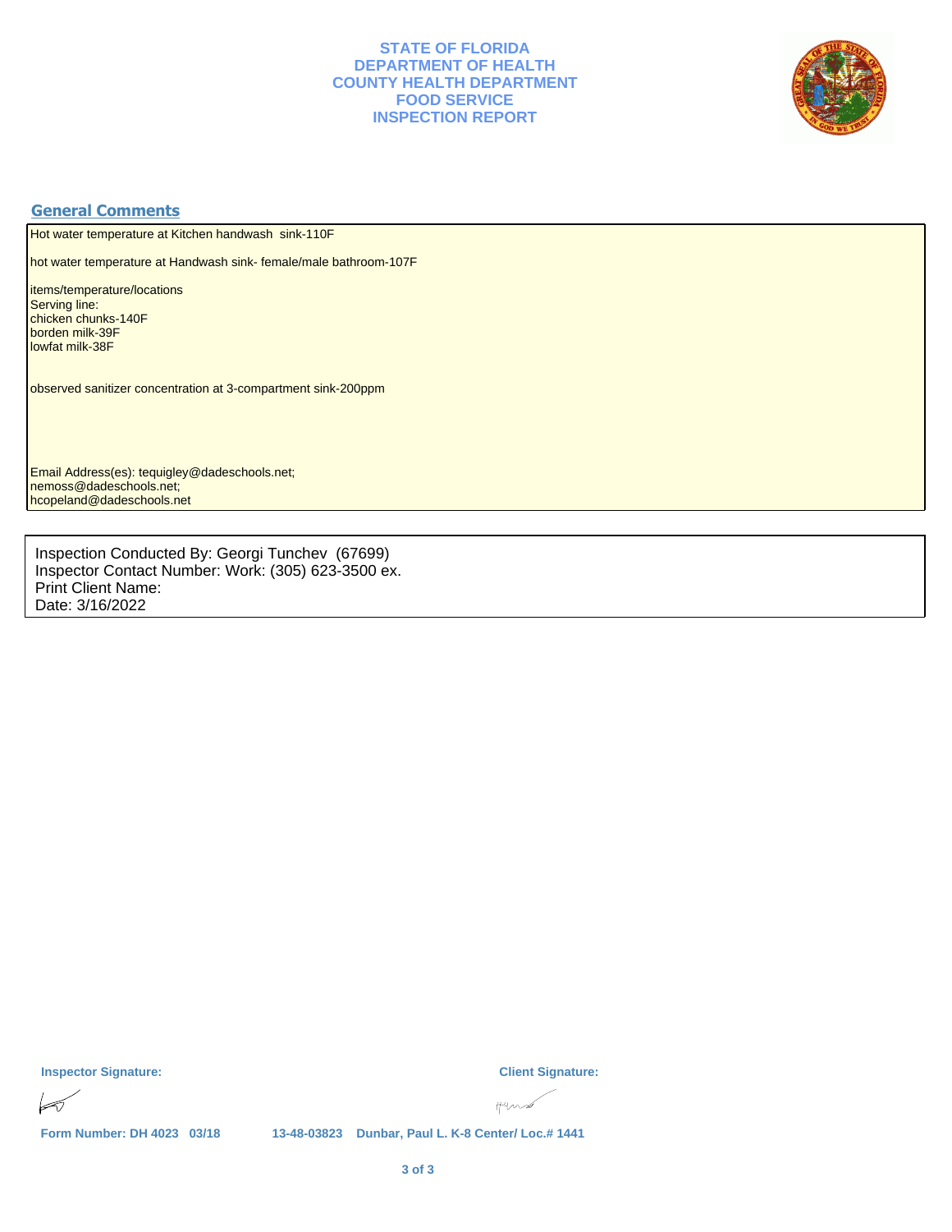# STATE OF FLORIDA
# DEPARTMENT OF HEALTH
# COUNTY HEALTH DEPARTMENT
# FOOD SERVICE
# INSPECTION REPORT

## General Comments

Hot water temperature at Kitchen handwash sink-110F

hot water temperature at Handwash sink- female/male bathroom-107F

items/temperature/locations
Serving line:
chicken chunks-140F
borden milk-39F
lowfat milk-38F

observed sanitizer concentration at 3-compartment sink-200ppm

Email Address(es): tequigley@dadeschools.net;
nemoss@dadeschools.net;
hcopeland@dadeschools.net

Inspection Conducted By: Georgi Tunchev (67699)
Inspector Contact Number: Work: (305) 623-3500 ex.
Print Client Name:
Date: 3/16/2022

**Inspector Signature:**

**Client Signature:**

**Form Number: DH 4023 03/18** **13-48-03823 Dunbar, Paul L. K-8 Center/ Loc.# 1441**